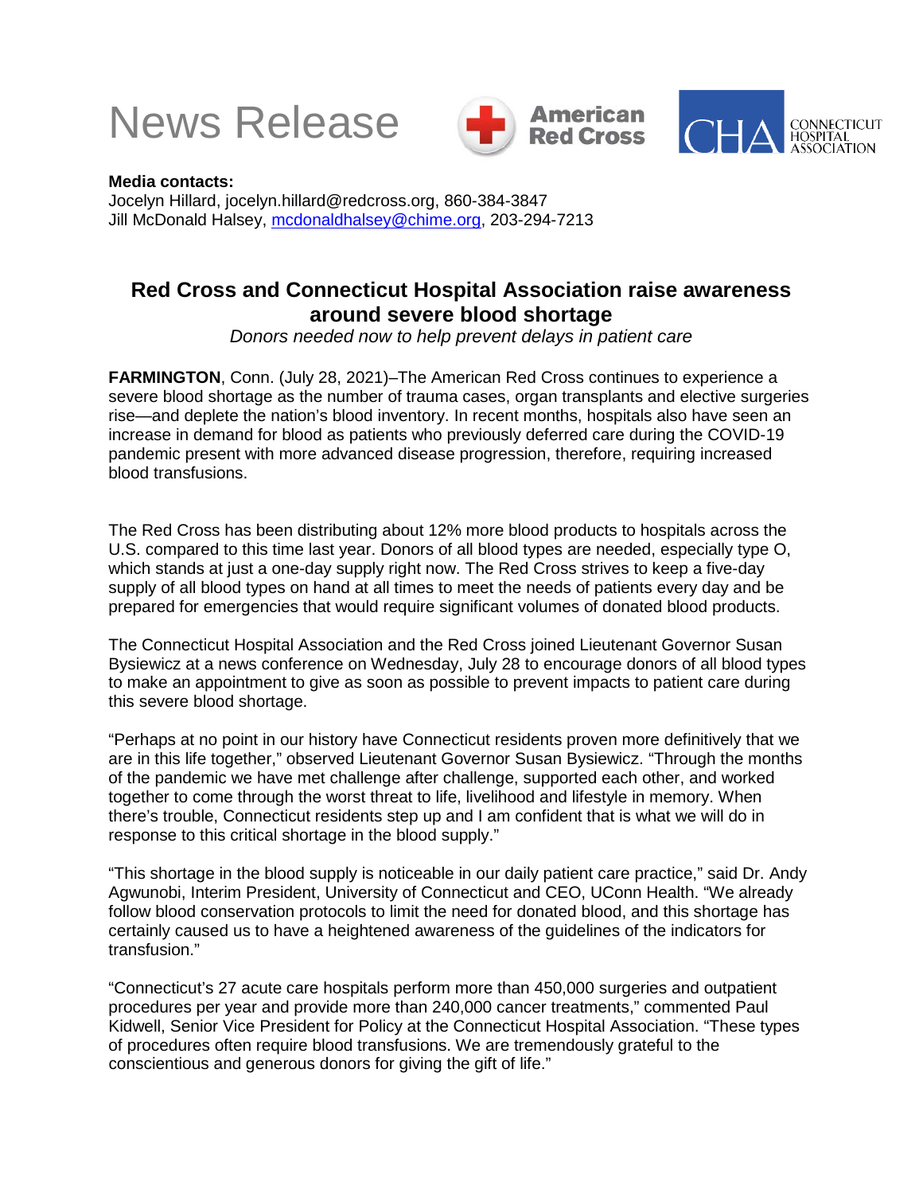News Release

**Media contacts:**
Jocelyn Hillard, jocelyn.hillard@redcross.org, 860-384-3847
Jill McDonald Halsey, mcdonaldhalsey@chime.org, 203-294-7213

## Red Cross and Connecticut Hospital Association raise awareness around severe blood shortage

*Donors needed now to help prevent delays in patient care*

**FARMINGTON**, Conn. (July 28, 2021)–The American Red Cross continues to experience a severe blood shortage as the number of trauma cases, organ transplants and elective surgeries rise—and deplete the nation's blood inventory. In recent months, hospitals also have seen an increase in demand for blood as patients who previously deferred care during the COVID-19 pandemic present with more advanced disease progression, therefore, requiring increased blood transfusions.

The Red Cross has been distributing about 12% more blood products to hospitals across the U.S. compared to this time last year. Donors of all blood types are needed, especially type O, which stands at just a one-day supply right now. The Red Cross strives to keep a five-day supply of all blood types on hand at all times to meet the needs of patients every day and be prepared for emergencies that would require significant volumes of donated blood products.

The Connecticut Hospital Association and the Red Cross joined Lieutenant Governor Susan Bysiewicz at a news conference on Wednesday, July 28 to encourage donors of all blood types to make an appointment to give as soon as possible to prevent impacts to patient care during this severe blood shortage.

"Perhaps at no point in our history have Connecticut residents proven more definitively that we are in this life together," observed Lieutenant Governor Susan Bysiewicz. "Through the months of the pandemic we have met challenge after challenge, supported each other, and worked together to come through the worst threat to life, livelihood and lifestyle in memory. When there's trouble, Connecticut residents step up and I am confident that is what we will do in response to this critical shortage in the blood supply."

"This shortage in the blood supply is noticeable in our daily patient care practice," said Dr. Andy Agwunobi, Interim President, University of Connecticut and CEO, UConn Health. "We already follow blood conservation protocols to limit the need for donated blood, and this shortage has certainly caused us to have a heightened awareness of the guidelines of the indicators for transfusion."

"Connecticut's 27 acute care hospitals perform more than 450,000 surgeries and outpatient procedures per year and provide more than 240,000 cancer treatments," commented Paul Kidwell, Senior Vice President for Policy at the Connecticut Hospital Association. "These types of procedures often require blood transfusions. We are tremendously grateful to the conscientious and generous donors for giving the gift of life."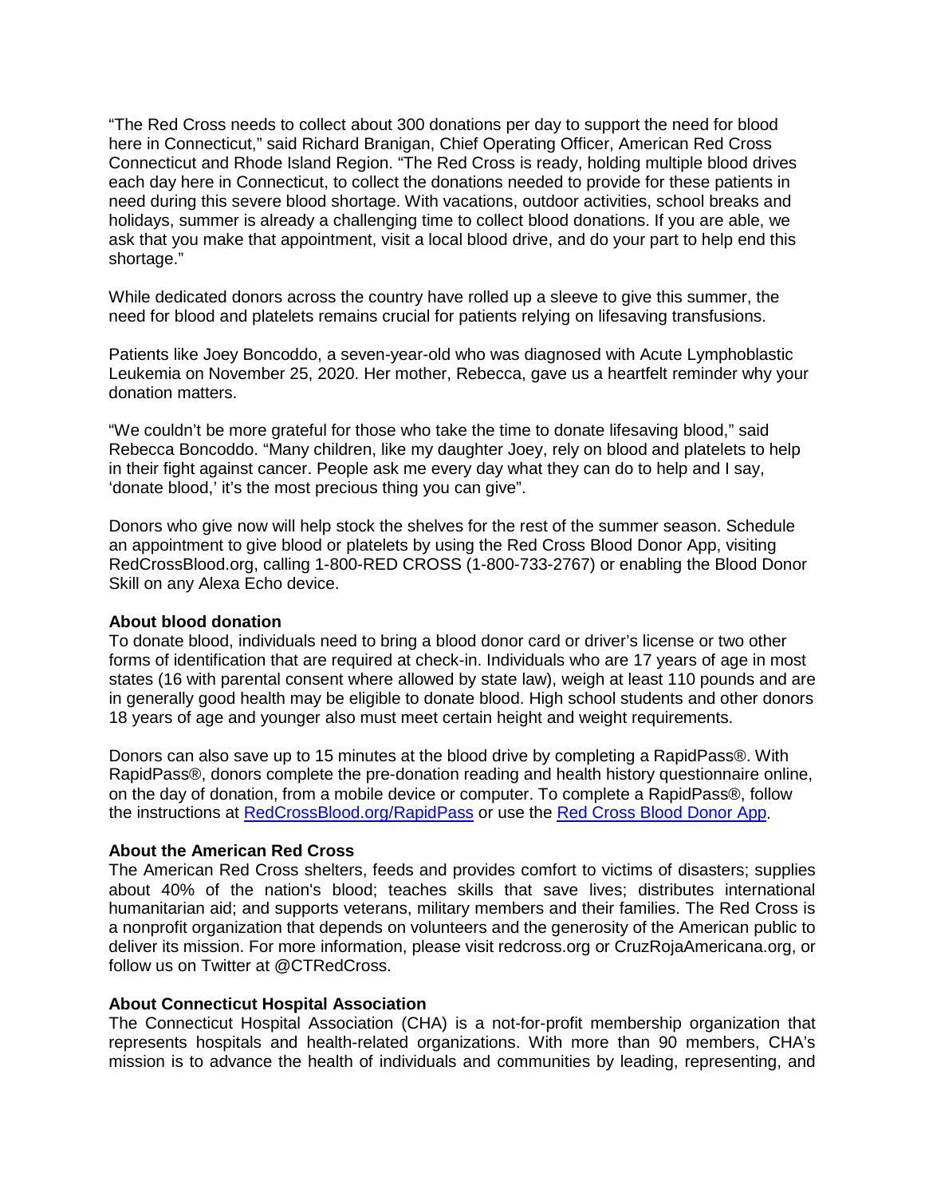"The Red Cross needs to collect about 300 donations per day to support the need for blood here in Connecticut," said Richard Branigan, Chief Operating Officer, American Red Cross Connecticut and Rhode Island Region. "The Red Cross is ready, holding multiple blood drives each day here in Connecticut, to collect the donations needed to provide for these patients in need during this severe blood shortage. With vacations, outdoor activities, school breaks and holidays, summer is already a challenging time to collect blood donations. If you are able, we ask that you make that appointment, visit a local blood drive, and do your part to help end this shortage."

While dedicated donors across the country have rolled up a sleeve to give this summer, the need for blood and platelets remains crucial for patients relying on lifesaving transfusions.

Patients like Joey Boncoddo, a seven-year-old who was diagnosed with Acute Lymphoblastic Leukemia on November 25, 2020. Her mother, Rebecca, gave us a heartfelt reminder why your donation matters.

"We couldn't be more grateful for those who take the time to donate lifesaving blood," said Rebecca Boncoddo. "Many children, like my daughter Joey, rely on blood and platelets to help in their fight against cancer. People ask me every day what they can do to help and I say, 'donate blood,' it's the most precious thing you can give".

Donors who give now will help stock the shelves for the rest of the summer season. Schedule an appointment to give blood or platelets by using the Red Cross Blood Donor App, visiting RedCrossBlood.org, calling 1-800-RED CROSS (1-800-733-2767) or enabling the Blood Donor Skill on any Alexa Echo device.

**About blood donation**
To donate blood, individuals need to bring a blood donor card or driver's license or two other forms of identification that are required at check-in. Individuals who are 17 years of age in most states (16 with parental consent where allowed by state law), weigh at least 110 pounds and are in generally good health may be eligible to donate blood. High school students and other donors 18 years of age and younger also must meet certain height and weight requirements.

Donors can also save up to 15 minutes at the blood drive by completing a RapidPass®. With RapidPass®, donors complete the pre-donation reading and health history questionnaire online, on the day of donation, from a mobile device or computer. To complete a RapidPass®, follow the instructions at [RedCrossBlood.org/RapidPass]() or use the [Red Cross Blood Donor App]().

**About the American Red Cross**
The American Red Cross shelters, feeds and provides comfort to victims of disasters; supplies about 40% of the nation's blood; teaches skills that save lives; distributes international humanitarian aid; and supports veterans, military members and their families. The Red Cross is a nonprofit organization that depends on volunteers and the generosity of the American public to deliver its mission. For more information, please visit redcross.org or CruzRojaAmericana.org, or follow us on Twitter at @CTRedCross.

**About Connecticut Hospital Association**
The Connecticut Hospital Association (CHA) is a not-for-profit membership organization that represents hospitals and health-related organizations. With more than 90 members, CHA's mission is to advance the health of individuals and communities by leading, representing, and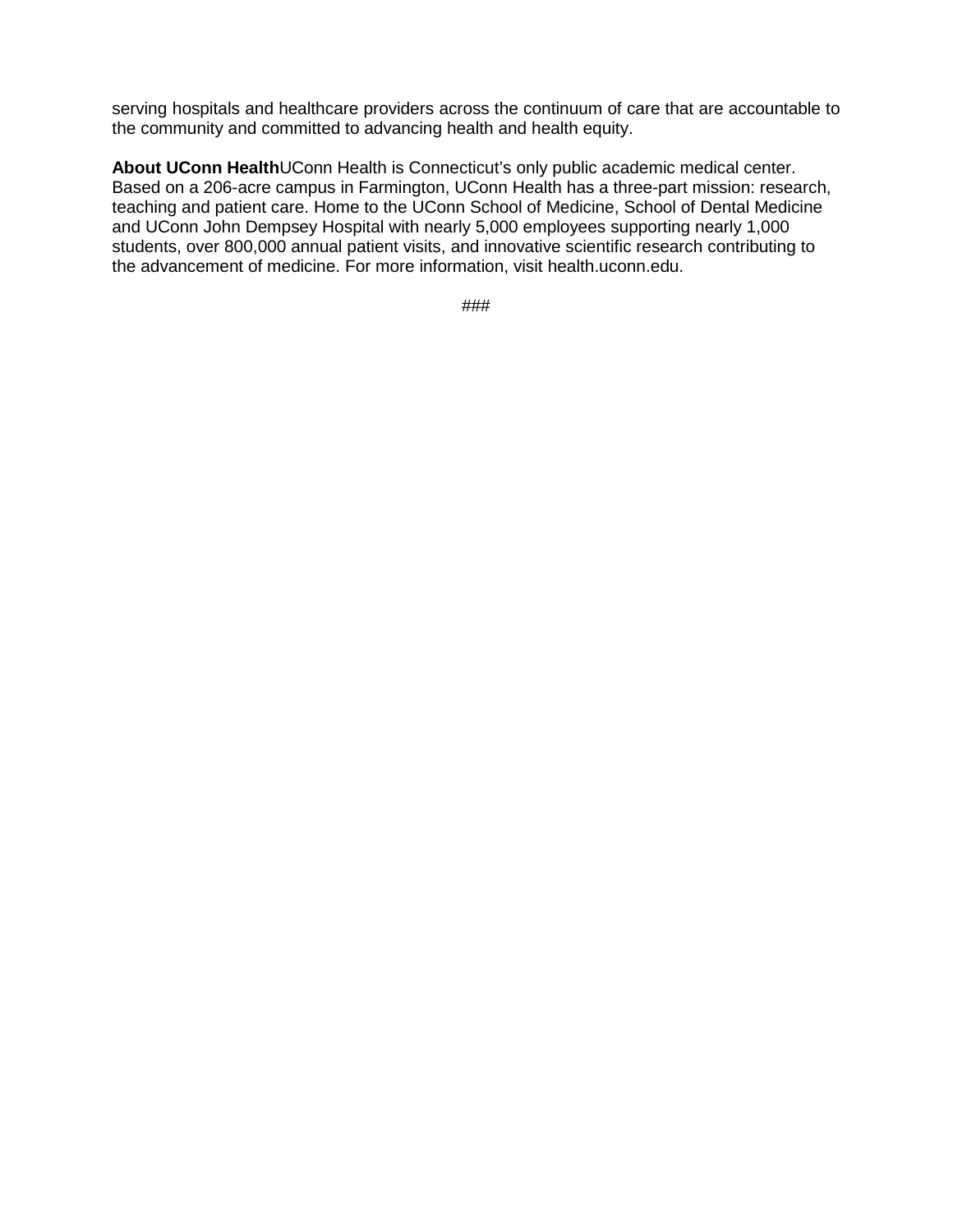serving hospitals and healthcare providers across the continuum of care that are accountable to the community and committed to advancing health and health equity.

**About UConn Health**UConn Health is Connecticut’s only public academic medical center. Based on a 206-acre campus in Farmington, UConn Health has a three-part mission: research, teaching and patient care. Home to the UConn School of Medicine, School of Dental Medicine and UConn John Dempsey Hospital with nearly 5,000 employees supporting nearly 1,000 students, over 800,000 annual patient visits, and innovative scientific research contributing to the advancement of medicine. For more information, visit health.uconn.edu.

###